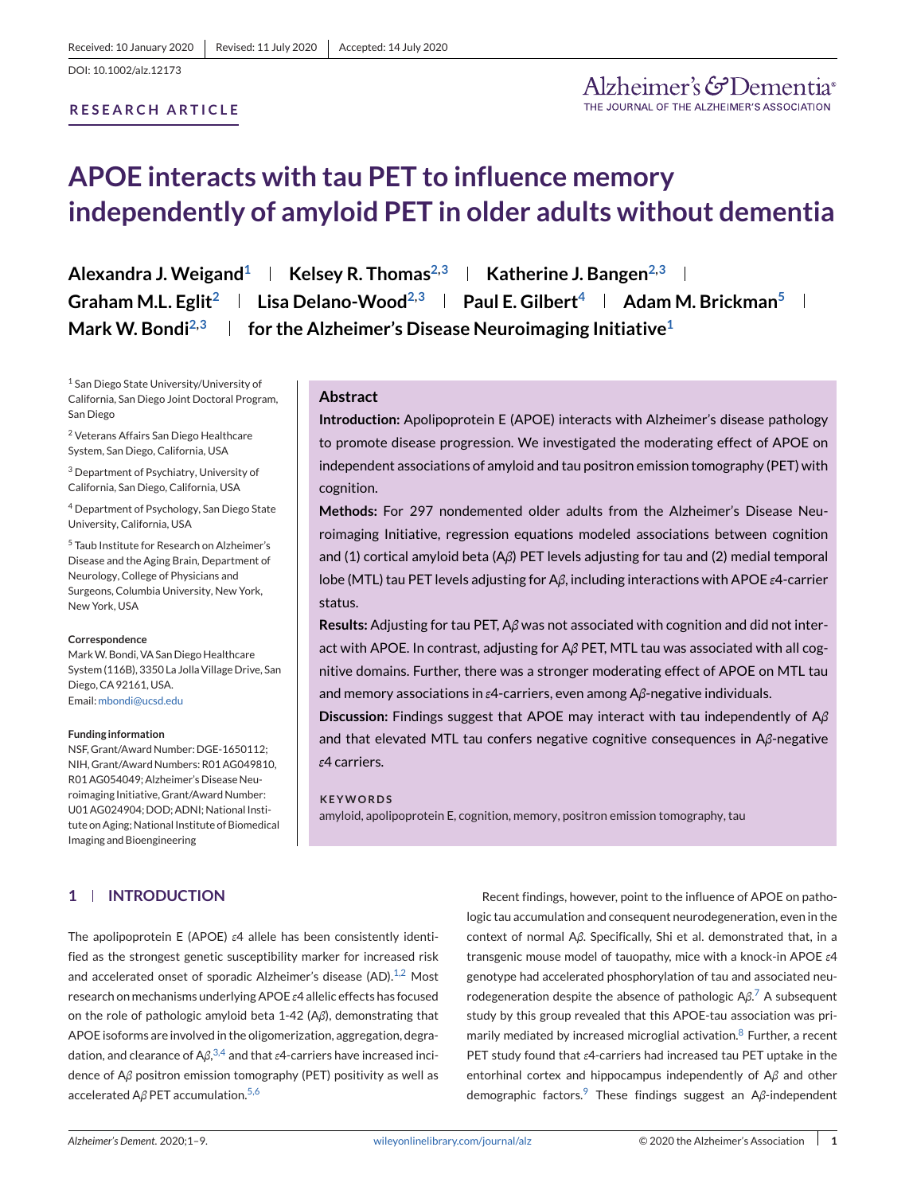Received: 10 January 2020 | Revised: 11 July 2020 | Accepted: 14 July 2020

DOI: 10.1002/alz.12173

**RESEARCH ARTICLE**

# APOE interacts with tau PET to influence memory independently of amyloid PET in older adults without dementia

**Alexandra J. Weigand[1] | Kelsey R. Thomas[2,3] | Katherine J. Bangen[2,3] | Graham M.L. Eglit[2] | Lisa Delano-Wood[2,3] | Paul E. Gilbert[4] | Adam M. Brickman[5] | Mark W. Bondi[2,3] | for the Alzheimer's Disease Neuroimaging Initiative[1]**

[1] San Diego State University/University of California, San Diego Joint Doctoral Program, San Diego

[2] Veterans Affairs San Diego Healthcare System, San Diego, California, USA

[3] Department of Psychiatry, University of California, San Diego, California, USA

[4] Department of Psychology, San Diego State University, California, USA

[5] Taub Institute for Research on Alzheimer's Disease and the Aging Brain, Department of Neurology, College of Physicians and Surgeons, Columbia University, New York, New York, USA

**Correspondence**

Mark W. Bondi, VA San Diego Healthcare System (116B), 3350 La Jolla Village Drive, San Diego, CA 92161, USA.
Email: mbondi@ucsd.edu

**Funding information**

NSF, Grant/Award Number: DGE-1650112; NIH, Grant/Award Numbers: R01 AG049810, R01 AG054049; Alzheimer's Disease Neuroimaging Initiative, Grant/Award Number: U01 AG024904; DOD; ADNI; National Institute on Aging; National Institute of Biomedical Imaging and Bioengineering

## Abstract

**Introduction:** Apolipoprotein E (APOE) interacts with Alzheimer's disease pathology to promote disease progression. We investigated the moderating effect of APOE on independent associations of amyloid and tau positron emission tomography (PET) with cognition.

**Methods:** For 297 nondemented older adults from the Alzheimer's Disease Neuroimaging Initiative, regression equations modeled associations between cognition and (1) cortical amyloid beta (A*β*) PET levels adjusting for tau and (2) medial temporal lobe (MTL) tau PET levels adjusting for A*β*, including interactions with APOE *ε*4-carrier status.

**Results:** Adjusting for tau PET, A*β* was not associated with cognition and did not interact with APOE. In contrast, adjusting for A*β* PET, MTL tau was associated with all cognitive domains. Further, there was a stronger moderating effect of APOE on MTL tau and memory associations in *ε*4-carriers, even among A*β*-negative individuals.

**Discussion:** Findings suggest that APOE may interact with tau independently of A*β* and that elevated MTL tau confers negative cognitive consequences in A*β*-negative *ε*4 carriers.

**KEYWORDS**

amyloid, apolipoprotein E, cognition, memory, positron emission tomography, tau

## 1 | INTRODUCTION

The apolipoprotein E (APOE) *ε*4 allele has been consistently identified as the strongest genetic susceptibility marker for increased risk and accelerated onset of sporadic Alzheimer's disease (AD).[1,2] Most research on mechanisms underlying APOE *ε*4 allelic effects has focused on the role of pathologic amyloid beta 1-42 (A*β*), demonstrating that APOE isoforms are involved in the oligomerization, aggregation, degradation, and clearance of A*β*,[3,4] and that *ε*4-carriers have increased incidence of A*β* positron emission tomography (PET) positivity as well as accelerated A*β* PET accumulation.[5,6]

Recent findings, however, point to the influence of APOE on pathologic tau accumulation and consequent neurodegeneration, even in the context of normal A*β*. Specifically, Shi et al. demonstrated that, in a transgenic mouse model of tauopathy, mice with a knock-in APOE *ε*4 genotype had accelerated phosphorylation of tau and associated neurodegeneration despite the absence of pathologic A*β*.[7] A subsequent study by this group revealed that this APOE-tau association was primarily mediated by increased microglial activation.[8] Further, a recent PET study found that *ε*4-carriers had increased tau PET uptake in the entorhinal cortex and hippocampus independently of A*β* and other demographic factors.[9] These findings suggest an A*β*-independent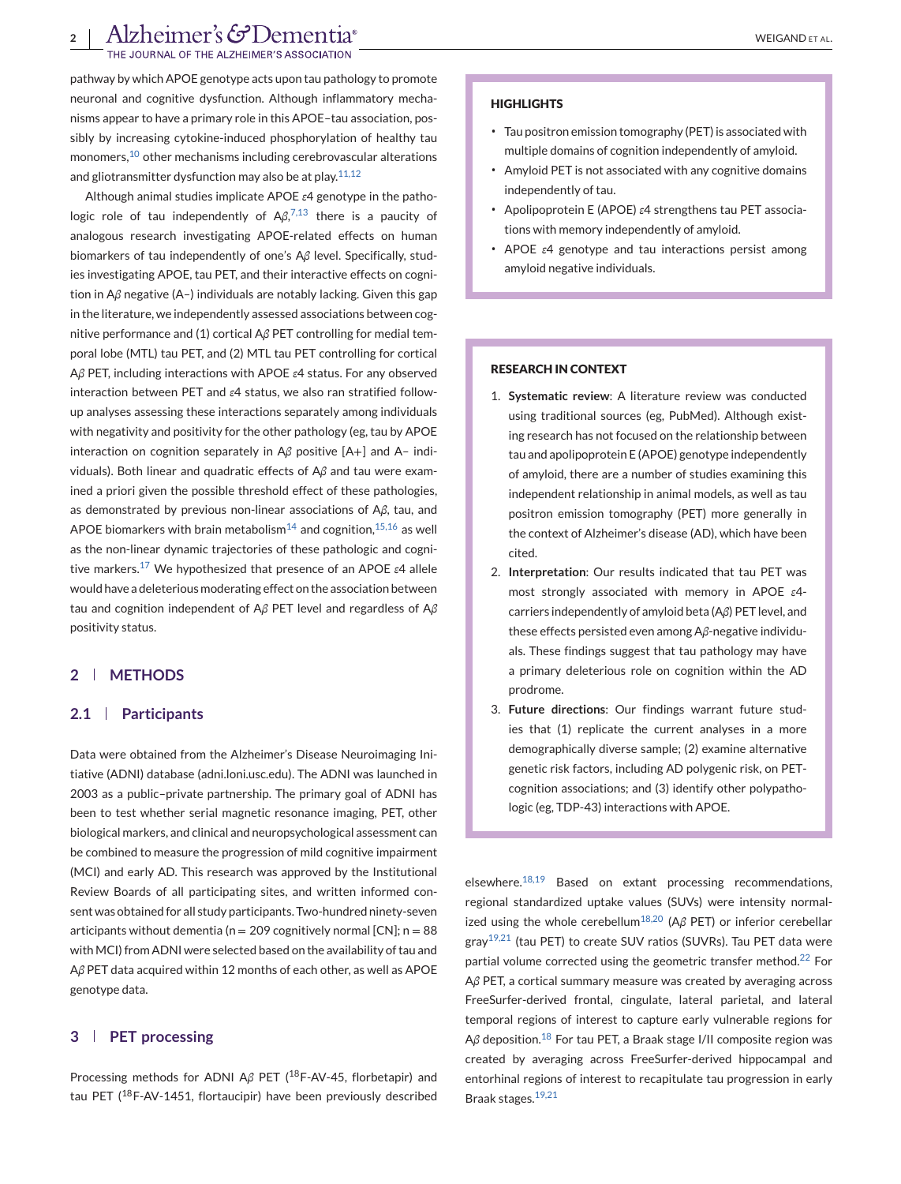pathway by which APOE genotype acts upon tau pathology to promote neuronal and cognitive dysfunction. Although inflammatory mechanisms appear to have a primary role in this APOE–tau association, possibly by increasing cytokine-induced phosphorylation of healthy tau monomers,[10] other mechanisms including cerebrovascular alterations and gliotransmitter dysfunction may also be at play.[11,12]

Although animal studies implicate APOE ε4 genotype in the pathologic role of tau independently of Aβ,[7,13] there is a paucity of analogous research investigating APOE-related effects on human biomarkers of tau independently of one's Aβ level. Specifically, studies investigating APOE, tau PET, and their interactive effects on cognition in Aβ negative (A–) individuals are notably lacking. Given this gap in the literature, we independently assessed associations between cognitive performance and (1) cortical Aβ PET controlling for medial temporal lobe (MTL) tau PET, and (2) MTL tau PET controlling for cortical Aβ PET, including interactions with APOE ε4 status. For any observed interaction between PET and ε4 status, we also ran stratified follow-up analyses assessing these interactions separately among individuals with negativity and positivity for the other pathology (eg, tau by APOE interaction on cognition separately in Aβ positive [A+] and A– individuals). Both linear and quadratic effects of Aβ and tau were examined a priori given the possible threshold effect of these pathologies, as demonstrated by previous non-linear associations of Aβ, tau, and APOE biomarkers with brain metabolism[14] and cognition,[15,16] as well as the non-linear dynamic trajectories of these pathologic and cognitive markers.[17] We hypothesized that presence of an APOE ε4 allele would have a deleterious moderating effect on the association between tau and cognition independent of Aβ PET level and regardless of Aβ positivity status.

**HIGHLIGHTS**

- Tau positron emission tomography (PET) is associated with multiple domains of cognition independently of amyloid.
- Amyloid PET is not associated with any cognitive domains independently of tau.
- Apolipoprotein E (APOE) ε4 strengthens tau PET associations with memory independently of amyloid.
- APOE ε4 genotype and tau interactions persist among amyloid negative individuals.

**RESEARCH IN CONTEXT**

1. **Systematic review**: A literature review was conducted using traditional sources (eg, PubMed). Although existing research has not focused on the relationship between tau and apolipoprotein E (APOE) genotype independently of amyloid, there are a number of studies examining this independent relationship in animal models, as well as tau positron emission tomography (PET) more generally in the context of Alzheimer's disease (AD), which have been cited.
2. **Interpretation**: Our results indicated that tau PET was most strongly associated with memory in APOE ε4-carriers independently of amyloid beta (Aβ) PET level, and these effects persisted even among Aβ-negative individuals. These findings suggest that tau pathology may have a primary deleterious role on cognition within the AD prodrome.
3. **Future directions**: Our findings warrant future studies that (1) replicate the current analyses in a more demographically diverse sample; (2) examine alternative genetic risk factors, including AD polygenic risk, on PET-cognition associations; and (3) identify other polypathologic (eg, TDP-43) interactions with APOE.

## 2 | METHODS

### 2.1 | Participants

Data were obtained from the Alzheimer's Disease Neuroimaging Initiative (ADNI) database (adni.loni.usc.edu). The ADNI was launched in 2003 as a public–private partnership. The primary goal of ADNI has been to test whether serial magnetic resonance imaging, PET, other biological markers, and clinical and neuropsychological assessment can be combined to measure the progression of mild cognitive impairment (MCI) and early AD. This research was approved by the Institutional Review Boards of all participating sites, and written informed consent was obtained for all study participants. Two-hundred ninety-seven articipants without dementia (n = 209 cognitively normal [CN]; n = 88 with MCI) from ADNI were selected based on the availability of tau and Aβ PET data acquired within 12 months of each other, as well as APOE genotype data.

## 3 | PET processing

Processing methods for ADNI Aβ PET ($^{18}$F-AV-45, florbetapir) and tau PET ($^{18}$F-AV-1451, flortaucipir) have been previously described elsewhere.[18,19] Based on extant processing recommendations, regional standardized uptake values (SUVs) were intensity normalized using the whole cerebellum[18,20] (Aβ PET) or inferior cerebellar gray[19,21] (tau PET) to create SUV ratios (SUVRs). Tau PET data were partial volume corrected using the geometric transfer method.[22] For Aβ PET, a cortical summary measure was created by averaging across FreeSurfer-derived frontal, cingulate, lateral parietal, and lateral temporal regions of interest to capture early vulnerable regions for Aβ deposition.[18] For tau PET, a Braak stage I/II composite region was created by averaging across FreeSurfer-derived hippocampal and entorhinal regions of interest to recapitulate tau progression in early Braak stages.[19,21]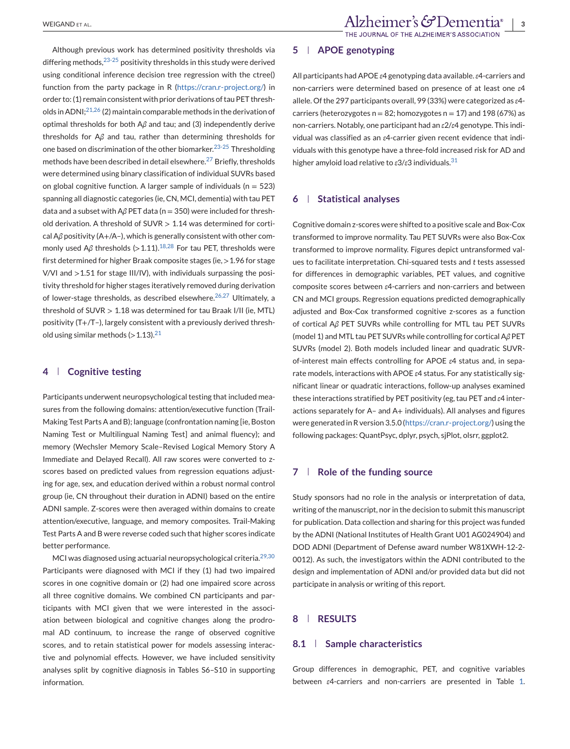Although previous work has determined positivity thresholds via differing methods,[23-25] positivity thresholds in this study were derived using conditional inference decision tree regression with the ctree() function from the party package in R (https://cran.r-project.org/) in order to: (1) remain consistent with prior derivations of tau PET thresholds in ADNI;[21,26] (2) maintain comparable methods in the derivation of optimal thresholds for both Aβ and tau; and (3) independently derive thresholds for Aβ and tau, rather than determining thresholds for one based on discrimination of the other biomarker.[23-25] Thresholding methods have been described in detail elsewhere.[27] Briefly, thresholds were determined using binary classification of individual SUVRs based on global cognitive function. A larger sample of individuals (n = 523) spanning all diagnostic categories (ie, CN, MCI, dementia) with tau PET data and a subset with Aβ PET data (n = 350) were included for threshold derivation. A threshold of SUVR > 1.14 was determined for cortical Aβ positivity (A+/A–), which is generally consistent with other commonly used Aβ thresholds (>1.11).[18,28] For tau PET, thresholds were first determined for higher Braak composite stages (ie, >1.96 for stage V/VI and >1.51 for stage III/IV), with individuals surpassing the positivity threshold for higher stages iteratively removed during derivation of lower-stage thresholds, as described elsewhere.[26,27] Ultimately, a threshold of SUVR > 1.18 was determined for tau Braak I/II (ie, MTL) positivity (T+/T–), largely consistent with a previously derived threshold using similar methods (>1.13).[21]

## 4 | Cognitive testing

Participants underwent neuropsychological testing that included measures from the following domains: attention/executive function (Trail-Making Test Parts A and B); language (confrontation naming [ie, Boston Naming Test or Multilingual Naming Test] and animal fluency); and memory (Wechsler Memory Scale–Revised Logical Memory Story A Immediate and Delayed Recall). All raw scores were converted to z-scores based on predicted values from regression equations adjusting for age, sex, and education derived within a robust normal control group (ie, CN throughout their duration in ADNI) based on the entire ADNI sample. Z-scores were then averaged within domains to create attention/executive, language, and memory composites. Trail-Making Test Parts A and B were reverse coded such that higher scores indicate better performance.

MCI was diagnosed using actuarial neuropsychological criteria.[29,30] Participants were diagnosed with MCI if they (1) had two impaired scores in one cognitive domain or (2) had one impaired score across all three cognitive domains. We combined CN participants and participants with MCI given that we were interested in the association between biological and cognitive changes along the prodromal AD continuum, to increase the range of observed cognitive scores, and to retain statistical power for models assessing interactive and polynomial effects. However, we have included sensitivity analyses split by cognitive diagnosis in Tables S6–S10 in supporting information.

## 5 | APOE genotyping

All participants had APOE ε4 genotyping data available. ε4-carriers and non-carriers were determined based on presence of at least one ε4 allele. Of the 297 participants overall, 99 (33%) were categorized as ε4-carriers (heterozygotes n = 82; homozygotes n = 17) and 198 (67%) as non-carriers. Notably, one participant had an ε2/ε4 genotype. This individual was classified as an ε4-carrier given recent evidence that individuals with this genotype have a three-fold increased risk for AD and higher amyloid load relative to ε3/ε3 individuals.[31]

## 6 | Statistical analyses

Cognitive domain z-scores were shifted to a positive scale and Box-Cox transformed to improve normality. Tau PET SUVRs were also Box-Cox transformed to improve normality. Figures depict untransformed values to facilitate interpretation. Chi-squared tests and *t* tests assessed for differences in demographic variables, PET values, and cognitive composite scores between ε4-carriers and non-carriers and between CN and MCI groups. Regression equations predicted demographically adjusted and Box-Cox transformed cognitive z-scores as a function of cortical Aβ PET SUVRs while controlling for MTL tau PET SUVRs (model 1) and MTL tau PET SUVRs while controlling for cortical Aβ PET SUVRs (model 2). Both models included linear and quadratic SUVR-of-interest main effects controlling for APOE ε4 status and, in separate models, interactions with APOE ε4 status. For any statistically significant linear or quadratic interactions, follow-up analyses examined these interactions stratified by PET positivity (eg, tau PET and ε4 interactions separately for A– and A+ individuals). All analyses and figures were generated in R version 3.5.0 (https://cran.r-project.org/) using the following packages: QuantPsyc, dplyr, psych, sjPlot, olsrr, ggplot2.

## 7 | Role of the funding source

Study sponsors had no role in the analysis or interpretation of data, writing of the manuscript, nor in the decision to submit this manuscript for publication. Data collection and sharing for this project was funded by the ADNI (National Institutes of Health Grant U01 AG024904) and DOD ADNI (Department of Defense award number W81XWH-12-2-0012). As such, the investigators within the ADNI contributed to the design and implementation of ADNI and/or provided data but did not participate in analysis or writing of this report.

## 8 | RESULTS

### 8.1 | Sample characteristics

Group differences in demographic, PET, and cognitive variables between ε4-carriers and non-carriers are presented in Table 1.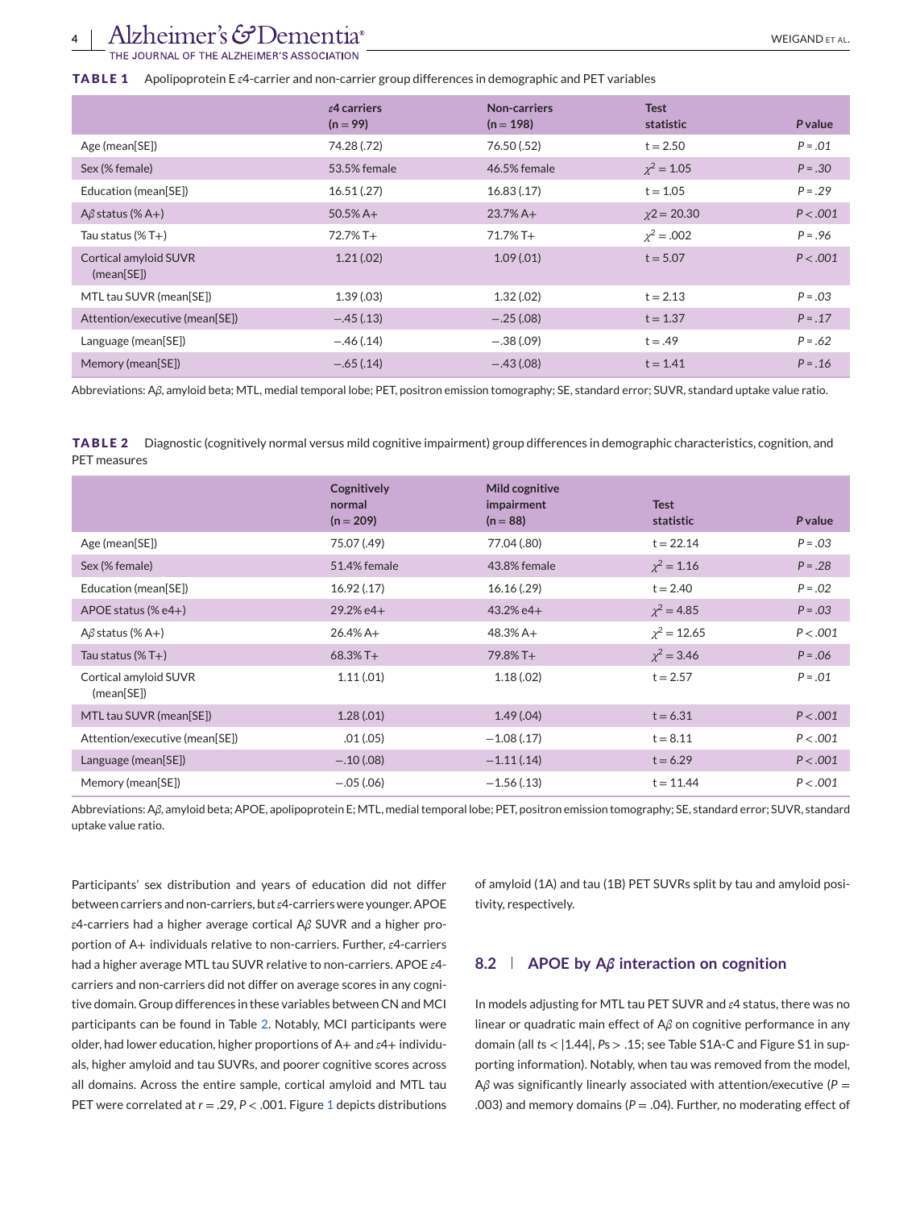**TABLE 1** Apolipoprotein E ε4-carrier and non-carrier group differences in demographic and PET variables

| | ε4 carriers (n = 99) | Non-carriers (n = 198) | Test statistic | *P* value |
|---|---|---|---|---|
| Age (mean[SE]) | 74.28 (.72) | 76.50 (.52) | t = 2.50 | *P* = .01 |
| Sex (% female) | 53.5% female | 46.5% female | $\chi^2$ = 1.05 | *P* = .30 |
| Education (mean[SE]) | 16.51 (.27) | 16.83 (.17) | t = 1.05 | *P* = .29 |
| Aβ status (% A+) | 50.5% A+ | 23.7% A+ | $\chi$2 = 20.30 | *P* < .001 |
| Tau status (% T+) | 72.7% T+ | 71.7% T+ | $\chi^2$ = .002 | *P* = .96 |
| Cortical amyloid SUVR (mean[SE]) | 1.21 (.02) | 1.09 (.01) | t = 5.07 | *P* < .001 |
| MTL tau SUVR (mean[SE]) | 1.39 (.03) | 1.32 (.02) | t = 2.13 | *P* = .03 |
| Attention/executive (mean[SE]) | −.45 (.13) | −.25 (.08) | t = 1.37 | *P* = .17 |
| Language (mean[SE]) | −.46 (.14) | −.38 (.09) | t = .49 | *P* = .62 |
| Memory (mean[SE]) | −.65 (.14) | −.43 (.08) | t = 1.41 | *P* = .16 |

Abbreviations: Aβ, amyloid beta; MTL, medial temporal lobe; PET, positron emission tomography; SE, standard error; SUVR, standard uptake value ratio.

**TABLE 2** Diagnostic (cognitively normal versus mild cognitive impairment) group differences in demographic characteristics, cognition, and PET measures

| | Cognitively normal (n = 209) | Mild cognitive impairment (n = 88) | Test statistic | *P* value |
|---|---|---|---|---|
| Age (mean[SE]) | 75.07 (.49) | 77.04 (.80) | t = 22.14 | *P* = .03 |
| Sex (% female) | 51.4% female | 43.8% female | $\chi^2$ = 1.16 | *P* = .28 |
| Education (mean[SE]) | 16.92 (.17) | 16.16 (.29) | t = 2.40 | *P* = .02 |
| APOE status (% e4+) | 29.2% e4+ | 43.2% e4+ | $\chi^2$ = 4.85 | *P* = .03 |
| Aβ status (% A+) | 26.4% A+ | 48.3% A+ | $\chi^2$ = 12.65 | *P* < .001 |
| Tau status (% T+) | 68.3% T+ | 79.8% T+ | $\chi^2$ = 3.46 | *P* = .06 |
| Cortical amyloid SUVR (mean[SE]) | 1.11 (.01) | 1.18 (.02) | t = 2.57 | *P* = .01 |
| MTL tau SUVR (mean[SE]) | 1.28 (.01) | 1.49 (.04) | t = 6.31 | *P* < .001 |
| Attention/executive (mean[SE]) | .01 (.05) | −1.08 (.17) | t = 8.11 | *P* < .001 |
| Language (mean[SE]) | −.10 (.08) | −1.11 (.14) | t = 6.29 | *P* < .001 |
| Memory (mean[SE]) | −.05 (.06) | −1.56 (.13) | t = 11.44 | *P* < .001 |

Abbreviations: Aβ, amyloid beta; APOE, apolipoprotein E; MTL, medial temporal lobe; PET, positron emission tomography; SE, standard error; SUVR, standard uptake value ratio.

Participants' sex distribution and years of education did not differ between carriers and non-carriers, but ε4-carriers were younger. APOE ε4-carriers had a higher average cortical Aβ SUVR and a higher proportion of A+ individuals relative to non-carriers. Further, ε4-carriers had a higher average MTL tau SUVR relative to non-carriers. APOE ε4-carriers and non-carriers did not differ on average scores in any cognitive domain. Group differences in these variables between CN and MCI participants can be found in Table 2. Notably, MCI participants were older, had lower education, higher proportions of A+ and ε4+ individuals, higher amyloid and tau SUVRs, and poorer cognitive scores across all domains. Across the entire sample, cortical amyloid and MTL tau PET were correlated at $r = .29$, $P < .001$. Figure 1 depicts distributions of amyloid (1A) and tau (1B) PET SUVRs split by tau and amyloid positivity, respectively.

## 8.2 | APOE by Aβ interaction on cognition

In models adjusting for MTL tau PET SUVR and ε4 status, there was no linear or quadratic main effect of Aβ on cognitive performance in any domain (all *t*s < |1.44|, *P*s > .15; see Table S1A-C and Figure S1 in supporting information). Notably, when tau was removed from the model, Aβ was significantly linearly associated with attention/executive ($P = .003$) and memory domains ($P = .04$). Further, no moderating effect of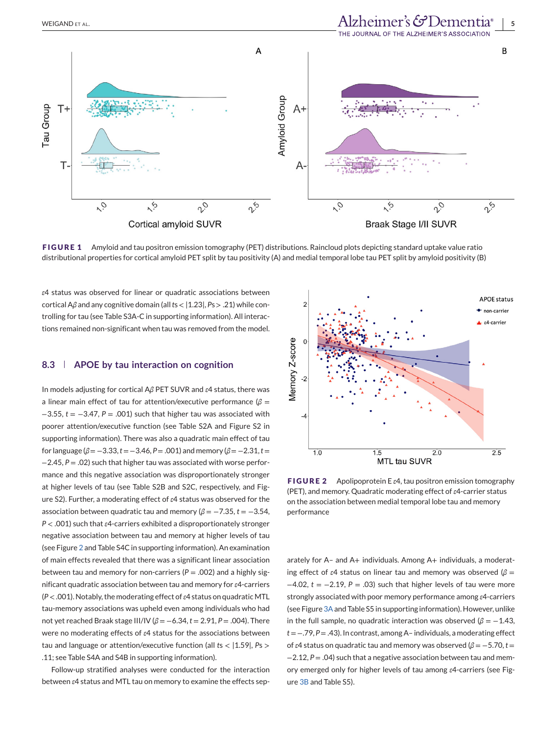**FIGURE 1** Amyloid and tau positron emission tomography (PET) distributions. Raincloud plots depicting standard uptake value ratio distributional properties for cortical amyloid PET split by tau positivity (A) and medial temporal lobe tau PET split by amyloid positivity (B)

ε4 status was observed for linear or quadratic associations between cortical Aβ and any cognitive domain (all $ts < |1.23|$, $Ps > .21$) while controlling for tau (see Table S3A-C in supporting information). All interactions remained non-significant when tau was removed from the model.

## 8.3 | APOE by tau interaction on cognition

In models adjusting for cortical Aβ PET SUVR and ε4 status, there was a linear main effect of tau for attention/executive performance ($\beta = -3.55$, $t = -3.47$, $P = .001$) such that higher tau was associated with poorer attention/executive function (see Table S2A and Figure S2 in supporting information). There was also a quadratic main effect of tau for language ($\beta = -3.33$, $t = -3.46$, $P = .001$) and memory ($\beta = -2.31$, $t = -2.45$, $P = .02$) such that higher tau was associated with worse performance and this negative association was disproportionately stronger at higher levels of tau (see Table S2B and S2C, respectively, and Figure S2). Further, a moderating effect of ε4 status was observed for the association between quadratic tau and memory ($\beta = -7.35$, $t = -3.54$, $P < .001$) such that ε4-carriers exhibited a disproportionately stronger negative association between tau and memory at higher levels of tau (see Figure 2 and Table S4C in supporting information). An examination of main effects revealed that there was a significant linear association between tau and memory for non-carriers ($P = .002$) and a highly significant quadratic association between tau and memory for ε4-carriers ($P < .001$). Notably, the moderating effect of ε4 status on quadratic MTL tau-memory associations was upheld even among individuals who had not yet reached Braak stage III/IV ($\beta = -6.34$, $t = 2.91$, $P = .004$). There were no moderating effects of ε4 status for the associations between tau and language or attention/executive function (all $ts < |1.59|$, $Ps > .11$; see Table S4A and S4B in supporting information).

Follow-up stratified analyses were conducted for the interaction between ε4 status and MTL tau on memory to examine the effects separately for A− and A+ individuals. Among A+ individuals, a moderating effect of ε4 status on linear tau and memory was observed ($\beta = -4.02$, $t = -2.19$, $P = .03$) such that higher levels of tau were more strongly associated with poor memory performance among ε4-carriers (see Figure 3A and Table S5 in supporting information). However, unlike in the full sample, no quadratic interaction was observed ($\beta = -1.43$, $t = -.79$, $P = .43$). In contrast, among A− individuals, a moderating effect of ε4 status on quadratic tau and memory was observed ($\beta = -5.70$, $t = -2.12$, $P = .04$) such that a negative association between tau and memory emerged only for higher levels of tau among ε4-carriers (see Figure 3B and Table S5).

**FIGURE 2** Apolipoprotein E ε4, tau positron emission tomography (PET), and memory. Quadratic moderating effect of ε4-carrier status on the association between medial temporal lobe tau and memory performance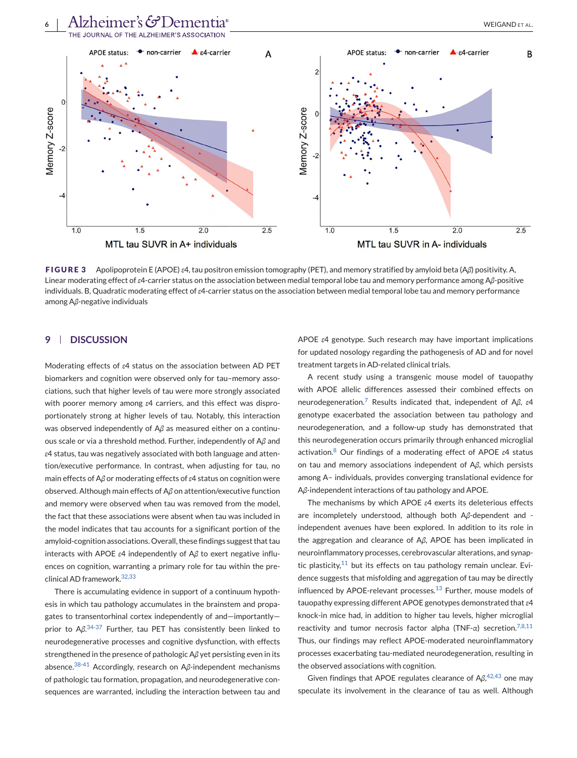**FIGURE 3** Apolipoprotein E (APOE) ε4, tau positron emission tomography (PET), and memory stratified by amyloid beta (Aβ) positivity. A, Linear moderating effect of ε4-carrier status on the association between medial temporal lobe tau and memory performance among Aβ-positive individuals. B, Quadratic moderating effect of ε4-carrier status on the association between medial temporal lobe tau and memory performance among Aβ-negative individuals

## 9 | DISCUSSION

Moderating effects of ε4 status on the association between AD PET biomarkers and cognition were observed only for tau–memory associations, such that higher levels of tau were more strongly associated with poorer memory among ε4 carriers, and this effect was disproportionately strong at higher levels of tau. Notably, this interaction was observed independently of Aβ as measured either on a continuous scale or via a threshold method. Further, independently of Aβ and ε4 status, tau was negatively associated with both language and attention/executive performance. In contrast, when adjusting for tau, no main effects of Aβ or moderating effects of ε4 status on cognition were observed. Although main effects of Aβ on attention/executive function and memory were observed when tau was removed from the model, the fact that these associations were absent when tau was included in the model indicates that tau accounts for a significant portion of the amyloid-cognition associations. Overall, these findings suggest that tau interacts with APOE ε4 independently of Aβ to exert negative influences on cognition, warranting a primary role for tau within the preclinical AD framework.[32,33]

There is accumulating evidence in support of a continuum hypothesis in which tau pathology accumulates in the brainstem and propagates to transentorhinal cortex independently of and—importantly—prior to Aβ.[34-37] Further, tau PET has consistently been linked to neurodegenerative processes and cognitive dysfunction, with effects strengthened in the presence of pathologic Aβ yet persisting even in its absence.[38-41] Accordingly, research on Aβ-independent mechanisms of pathologic tau formation, propagation, and neurodegenerative consequences are warranted, including the interaction between tau and APOE ε4 genotype. Such research may have important implications for updated nosology regarding the pathogenesis of AD and for novel treatment targets in AD-related clinical trials.

A recent study using a transgenic mouse model of tauopathy with APOE allelic differences assessed their combined effects on neurodegeneration.[7] Results indicated that, independent of Aβ, ε4 genotype exacerbated the association between tau pathology and neurodegeneration, and a follow-up study has demonstrated that this neurodegeneration occurs primarily through enhanced microglial activation.[8] Our findings of a moderating effect of APOE ε4 status on tau and memory associations independent of Aβ, which persists among A− individuals, provides converging translational evidence for Aβ-independent interactions of tau pathology and APOE.

The mechanisms by which APOE ε4 exerts its deleterious effects are incompletely understood, although both Aβ-dependent and -independent avenues have been explored. In addition to its role in the aggregation and clearance of Aβ, APOE has been implicated in neuroinflammatory processes, cerebrovascular alterations, and synaptic plasticity,[11] but its effects on tau pathology remain unclear. Evidence suggests that misfolding and aggregation of tau may be directly influenced by APOE-relevant processes.[13] Further, mouse models of tauopathy expressing different APOE genotypes demonstrated that ε4 knock-in mice had, in addition to higher tau levels, higher microglial reactivity and tumor necrosis factor alpha (TNF-α) secretion.[7,8,11] Thus, our findings may reflect APOE-moderated neuroinflammatory processes exacerbating tau-mediated neurodegeneration, resulting in the observed associations with cognition.

Given findings that APOE regulates clearance of Aβ,[42,43] one may speculate its involvement in the clearance of tau as well. Although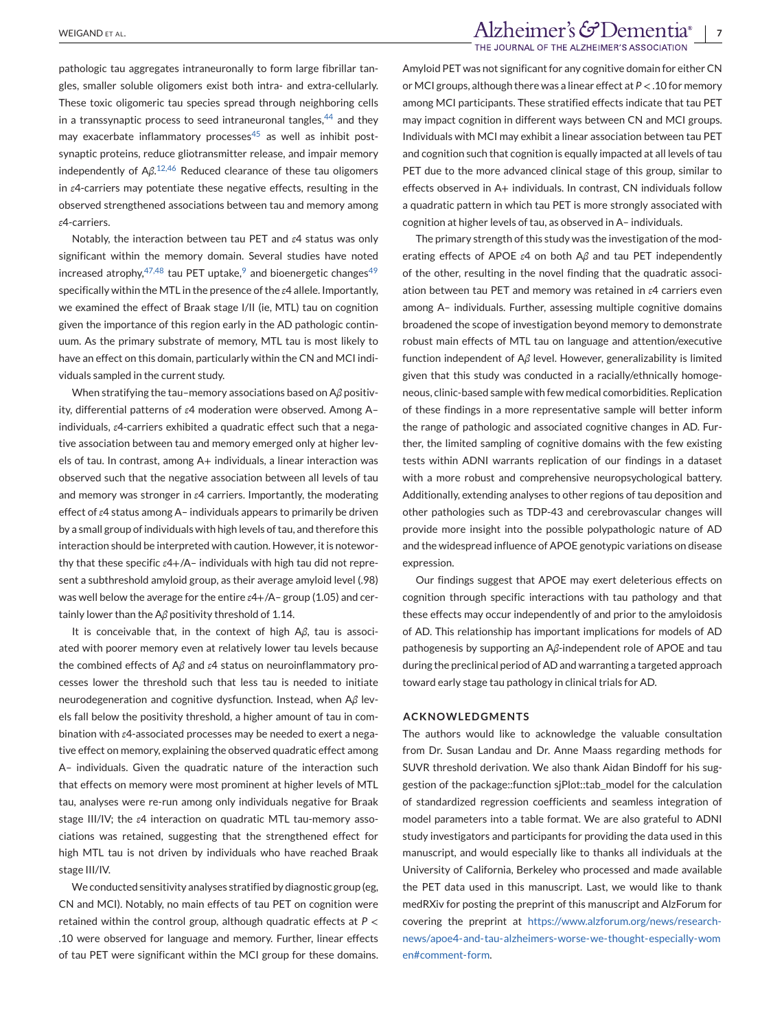pathologic tau aggregates intraneuronally to form large fibrillar tangles, smaller soluble oligomers exist both intra- and extra-cellularly. These toxic oligomeric tau species spread through neighboring cells in a transsynaptic process to seed intraneuronal tangles,[44] and they may exacerbate inflammatory processes[45] as well as inhibit post-synaptic proteins, reduce gliotransmitter release, and impair memory independently of A$\beta$.[12,46] Reduced clearance of these tau oligomers in $\varepsilon$4-carriers may potentiate these negative effects, resulting in the observed strengthened associations between tau and memory among $\varepsilon$4-carriers.

Notably, the interaction between tau PET and $\varepsilon$4 status was only significant within the memory domain. Several studies have noted increased atrophy,[47,48] tau PET uptake,[9] and bioenergetic changes[49] specifically within the MTL in the presence of the $\varepsilon$4 allele. Importantly, we examined the effect of Braak stage I/II (ie, MTL) tau on cognition given the importance of this region early in the AD pathologic continuum. As the primary substrate of memory, MTL tau is most likely to have an effect on this domain, particularly within the CN and MCI individuals sampled in the current study.

When stratifying the tau–memory associations based on A$\beta$ positivity, differential patterns of $\varepsilon$4 moderation were observed. Among A– individuals, $\varepsilon$4-carriers exhibited a quadratic effect such that a negative association between tau and memory emerged only at higher levels of tau. In contrast, among A+ individuals, a linear interaction was observed such that the negative association between all levels of tau and memory was stronger in $\varepsilon$4 carriers. Importantly, the moderating effect of $\varepsilon$4 status among A– individuals appears to primarily be driven by a small group of individuals with high levels of tau, and therefore this interaction should be interpreted with caution. However, it is noteworthy that these specific $\varepsilon$4+/A– individuals with high tau did not represent a subthreshold amyloid group, as their average amyloid level (.98) was well below the average for the entire $\varepsilon$4+/A– group (1.05) and certainly lower than the A$\beta$ positivity threshold of 1.14.

It is conceivable that, in the context of high A$\beta$, tau is associated with poorer memory even at relatively lower tau levels because the combined effects of A$\beta$ and $\varepsilon$4 status on neuroinflammatory processes lower the threshold such that less tau is needed to initiate neurodegeneration and cognitive dysfunction. Instead, when A$\beta$ levels fall below the positivity threshold, a higher amount of tau in combination with $\varepsilon$4-associated processes may be needed to exert a negative effect on memory, explaining the observed quadratic effect among A– individuals. Given the quadratic nature of the interaction such that effects on memory were most prominent at higher levels of MTL tau, analyses were re-run among only individuals negative for Braak stage III/IV; the $\varepsilon$4 interaction on quadratic MTL tau-memory associations was retained, suggesting that the strengthened effect for high MTL tau is not driven by individuals who have reached Braak stage III/IV.

We conducted sensitivity analyses stratified by diagnostic group (eg, CN and MCI). Notably, no main effects of tau PET on cognition were retained within the control group, although quadratic effects at $P <$ .10 were observed for language and memory. Further, linear effects of tau PET were significant within the MCI group for these domains. Amyloid PET was not significant for any cognitive domain for either CN or MCI groups, although there was a linear effect at $P <$ .10 for memory among MCI participants. These stratified effects indicate that tau PET may impact cognition in different ways between CN and MCI groups. Individuals with MCI may exhibit a linear association between tau PET and cognition such that cognition is equally impacted at all levels of tau PET due to the more advanced clinical stage of this group, similar to effects observed in A+ individuals. In contrast, CN individuals follow a quadratic pattern in which tau PET is more strongly associated with cognition at higher levels of tau, as observed in A– individuals.

The primary strength of this study was the investigation of the moderating effects of APOE $\varepsilon$4 on both A$\beta$ and tau PET independently of the other, resulting in the novel finding that the quadratic association between tau PET and memory was retained in $\varepsilon$4 carriers even among A– individuals. Further, assessing multiple cognitive domains broadened the scope of investigation beyond memory to demonstrate robust main effects of MTL tau on language and attention/executive function independent of A$\beta$ level. However, generalizability is limited given that this study was conducted in a racially/ethnically homogeneous, clinic-based sample with few medical comorbidities. Replication of these findings in a more representative sample will better inform the range of pathologic and associated cognitive changes in AD. Further, the limited sampling of cognitive domains with the few existing tests within ADNI warrants replication of our findings in a dataset with a more robust and comprehensive neuropsychological battery. Additionally, extending analyses to other regions of tau deposition and other pathologies such as TDP-43 and cerebrovascular changes will provide more insight into the possible polypathologic nature of AD and the widespread influence of APOE genotypic variations on disease expression.

Our findings suggest that APOE may exert deleterious effects on cognition through specific interactions with tau pathology and that these effects may occur independently of and prior to the amyloidosis of AD. This relationship has important implications for models of AD pathogenesis by supporting an A$\beta$-independent role of APOE and tau during the preclinical period of AD and warranting a targeted approach toward early stage tau pathology in clinical trials for AD.

## ACKNOWLEDGMENTS

The authors would like to acknowledge the valuable consultation from Dr. Susan Landau and Dr. Anne Maass regarding methods for SUVR threshold derivation. We also thank Aidan Bindoff for his suggestion of the package::function sjPlot::tab_model for the calculation of standardized regression coefficients and seamless integration of model parameters into a table format. We are also grateful to ADNI study investigators and participants for providing the data used in this manuscript, and would especially like to thanks all individuals at the University of California, Berkeley who processed and made available the PET data used in this manuscript. Last, we would like to thank medRXiv for posting the preprint of this manuscript and AlzForum for covering the preprint at https://www.alzforum.org/news/research-news/apoe4-and-tau-alzheimers-worse-we-thought-especially-women#comment-form.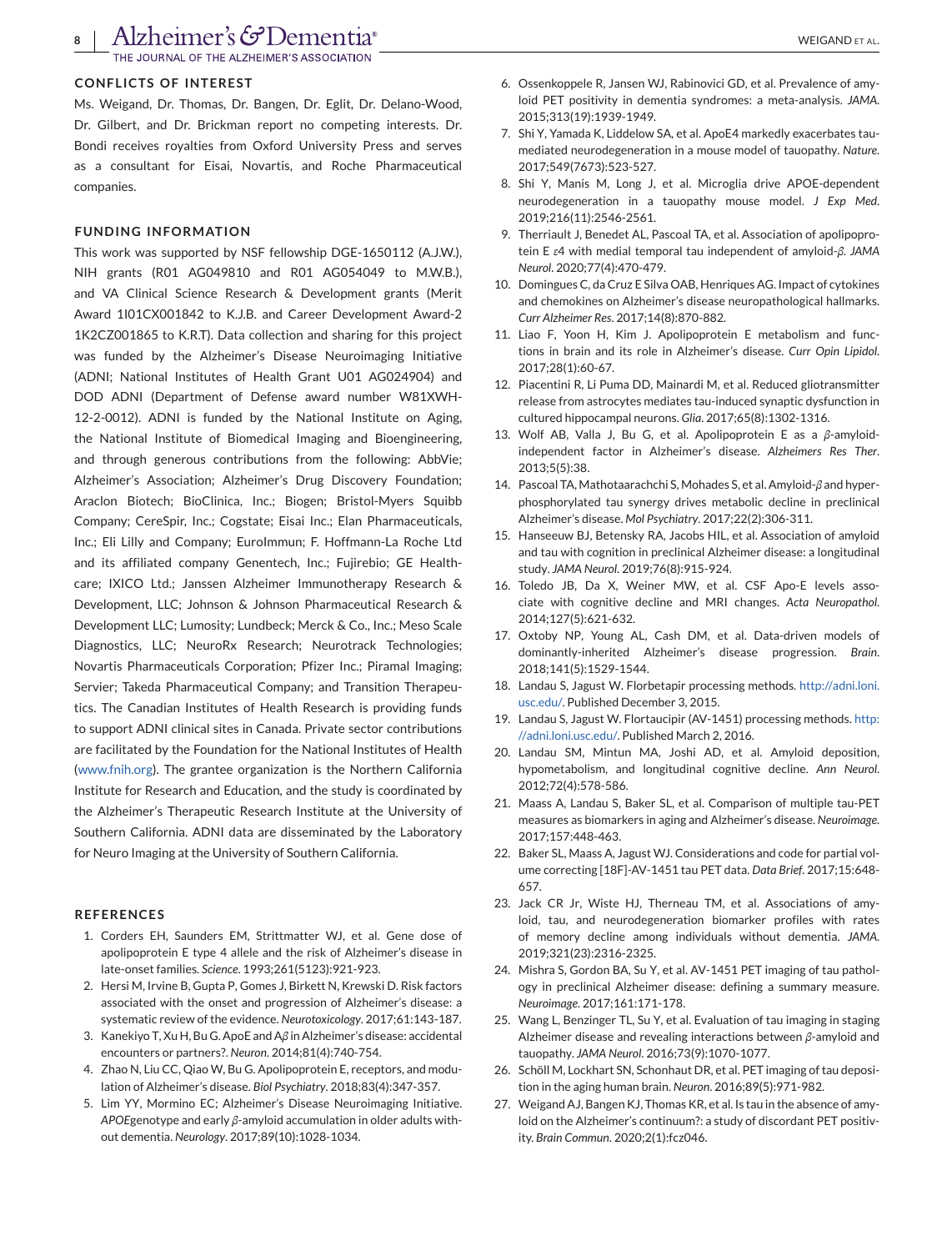## CONFLICTS OF INTEREST

Ms. Weigand, Dr. Thomas, Dr. Bangen, Dr. Eglit, Dr. Delano-Wood, Dr. Gilbert, and Dr. Brickman report no competing interests. Dr. Bondi receives royalties from Oxford University Press and serves as a consultant for Eisai, Novartis, and Roche Pharmaceutical companies.

## FUNDING INFORMATION

This work was supported by NSF fellowship DGE-1650112 (A.J.W.), NIH grants (R01 AG049810 and R01 AG054049 to M.W.B.), and VA Clinical Science Research & Development grants (Merit Award 1I01CX001842 to K.J.B. and Career Development Award-2 1K2CZ001865 to K.R.T). Data collection and sharing for this project was funded by the Alzheimer's Disease Neuroimaging Initiative (ADNI; National Institutes of Health Grant U01 AG024904) and DOD ADNI (Department of Defense award number W81XWH-12-2-0012). ADNI is funded by the National Institute on Aging, the National Institute of Biomedical Imaging and Bioengineering, and through generous contributions from the following: AbbVie; Alzheimer's Association; Alzheimer's Drug Discovery Foundation; Araclon Biotech; BioClinica, Inc.; Biogen; Bristol-Myers Squibb Company; CereSpir, Inc.; Cogstate; Eisai Inc.; Elan Pharmaceuticals, Inc.; Eli Lilly and Company; EuroImmun; F. Hoffmann-La Roche Ltd and its affiliated company Genentech, Inc.; Fujirebio; GE Healthcare; IXICO Ltd.; Janssen Alzheimer Immunotherapy Research & Development, LLC; Johnson & Johnson Pharmaceutical Research & Development LLC; Lumosity; Lundbeck; Merck & Co., Inc.; Meso Scale Diagnostics, LLC; NeuroRx Research; Neurotrack Technologies; Novartis Pharmaceuticals Corporation; Pfizer Inc.; Piramal Imaging; Servier; Takeda Pharmaceutical Company; and Transition Therapeutics. The Canadian Institutes of Health Research is providing funds to support ADNI clinical sites in Canada. Private sector contributions are facilitated by the Foundation for the National Institutes of Health (www.fnih.org). The grantee organization is the Northern California Institute for Research and Education, and the study is coordinated by the Alzheimer's Therapeutic Research Institute at the University of Southern California. ADNI data are disseminated by the Laboratory for Neuro Imaging at the University of Southern California.

## REFERENCES

1. Corders EH, Saunders EM, Strittmatter WJ, et al. Gene dose of apolipoprotein E type 4 allele and the risk of Alzheimer's disease in late-onset families. *Science*. 1993;261(5123):921-923.
2. Hersi M, Irvine B, Gupta P, Gomes J, Birkett N, Krewski D. Risk factors associated with the onset and progression of Alzheimer's disease: a systematic review of the evidence. *Neurotoxicology*. 2017;61:143-187.
3. Kanekiyo T, Xu H, Bu G. ApoE and A$\beta$ in Alzheimer's disease: accidental encounters or partners?. *Neuron*. 2014;81(4):740-754.
4. Zhao N, Liu CC, Qiao W, Bu G. Apolipoprotein E, receptors, and modulation of Alzheimer's disease. *Biol Psychiatry*. 2018;83(4):347-357.
5. Lim YY, Mormino EC; Alzheimer's Disease Neuroimaging Initiative. *APOE*genotype and early $\beta$-amyloid accumulation in older adults without dementia. *Neurology*. 2017;89(10):1028-1034.
6. Ossenkoppele R, Jansen WJ, Rabinovici GD, et al. Prevalence of amyloid PET positivity in dementia syndromes: a meta-analysis. *JAMA*. 2015;313(19):1939-1949.
7. Shi Y, Yamada K, Liddelow SA, et al. ApoE4 markedly exacerbates tau-mediated neurodegeneration in a mouse model of tauopathy. *Nature*. 2017;549(7673):523-527.
8. Shi Y, Manis M, Long J, et al. Microglia drive APOE-dependent neurodegeneration in a tauopathy mouse model. *J Exp Med*. 2019;216(11):2546-2561.
9. Therriault J, Benedet AL, Pascoal TA, et al. Association of apolipoprotein E $\varepsilon$4 with medial temporal tau independent of amyloid-$\beta$. *JAMA Neurol*. 2020;77(4):470-479.
10. Domingues C, da Cruz E Silva OAB, Henriques AG. Impact of cytokines and chemokines on Alzheimer's disease neuropathological hallmarks. *Curr Alzheimer Res*. 2017;14(8):870-882.
11. Liao F, Yoon H, Kim J. Apolipoprotein E metabolism and functions in brain and its role in Alzheimer's disease. *Curr Opin Lipidol*. 2017;28(1):60-67.
12. Piacentini R, Li Puma DD, Mainardi M, et al. Reduced gliotransmitter release from astrocytes mediates tau-induced synaptic dysfunction in cultured hippocampal neurons. *Glia*. 2017;65(8):1302-1316.
13. Wolf AB, Valla J, Bu G, et al. Apolipoprotein E as a $\beta$-amyloid-independent factor in Alzheimer's disease. *Alzheimers Res Ther*. 2013;5(5):38.
14. Pascoal TA, Mathotaarachchi S, Mohades S, et al. Amyloid-$\beta$ and hyperphosphorylated tau synergy drives metabolic decline in preclinical Alzheimer's disease. *Mol Psychiatry*. 2017;22(2):306-311.
15. Hanseeuw BJ, Betensky RA, Jacobs HIL, et al. Association of amyloid and tau with cognition in preclinical Alzheimer disease: a longitudinal study. *JAMA Neurol*. 2019;76(8):915-924.
16. Toledo JB, Da X, Weiner MW, et al. CSF Apo-E levels associate with cognitive decline and MRI changes. *Acta Neuropathol*. 2014;127(5):621-632.
17. Oxtoby NP, Young AL, Cash DM, et al. Data-driven models of dominantly-inherited Alzheimer's disease progression. *Brain*. 2018;141(5):1529-1544.
18. Landau S, Jagust W. Florbetapir processing methods. http://adni.loni.usc.edu/. Published December 3, 2015.
19. Landau S, Jagust W. Flortaucipir (AV-1451) processing methods. http://adni.loni.usc.edu/. Published March 2, 2016.
20. Landau SM, Mintun MA, Joshi AD, et al. Amyloid deposition, hypometabolism, and longitudinal cognitive decline. *Ann Neurol*. 2012;72(4):578-586.
21. Maass A, Landau S, Baker SL, et al. Comparison of multiple tau-PET measures as biomarkers in aging and Alzheimer's disease. *Neuroimage*. 2017;157:448-463.
22. Baker SL, Maass A, Jagust WJ. Considerations and code for partial volume correcting [18F]-AV-1451 tau PET data. *Data Brief*. 2017;15:648-657.
23. Jack CR Jr, Wiste HJ, Therneau TM, et al. Associations of amyloid, tau, and neurodegeneration biomarker profiles with rates of memory decline among individuals without dementia. *JAMA*. 2019;321(23):2316-2325.
24. Mishra S, Gordon BA, Su Y, et al. AV-1451 PET imaging of tau pathology in preclinical Alzheimer disease: defining a summary measure. *Neuroimage*. 2017;161:171-178.
25. Wang L, Benzinger TL, Su Y, et al. Evaluation of tau imaging in staging Alzheimer disease and revealing interactions between $\beta$-amyloid and tauopathy. *JAMA Neurol*. 2016;73(9):1070-1077.
26. Schöll M, Lockhart SN, Schonhaut DR, et al. PET imaging of tau deposition in the aging human brain. *Neuron*. 2016;89(5):971-982.
27. Weigand AJ, Bangen KJ, Thomas KR, et al. Is tau in the absence of amyloid on the Alzheimer's continuum?: a study of discordant PET positivity. *Brain Commun*. 2020;2(1):fcz046.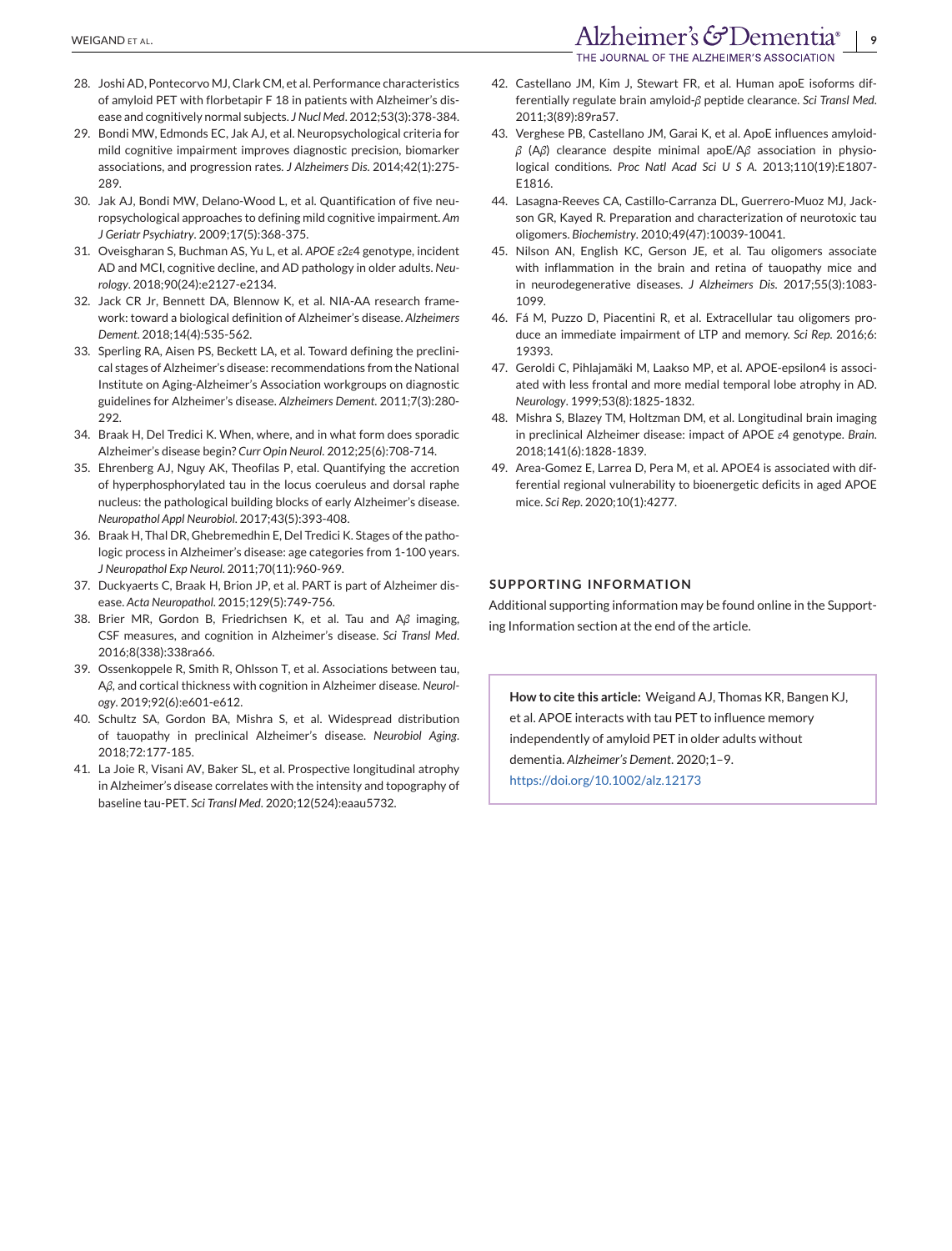28. Joshi AD, Pontecorvo MJ, Clark CM, et al. Performance characteristics of amyloid PET with florbetapir F 18 in patients with Alzheimer's disease and cognitively normal subjects. *J Nucl Med*. 2012;53(3):378-384.
29. Bondi MW, Edmonds EC, Jak AJ, et al. Neuropsychological criteria for mild cognitive impairment improves diagnostic precision, biomarker associations, and progression rates. *J Alzheimers Dis*. 2014;42(1):275-289.
30. Jak AJ, Bondi MW, Delano-Wood L, et al. Quantification of five neuropsychological approaches to defining mild cognitive impairment. *Am J Geriatr Psychiatry*. 2009;17(5):368-375.
31. Oveisgharan S, Buchman AS, Yu L, et al. *APOE* $\varepsilon 2 \varepsilon 4$ genotype, incident AD and MCI, cognitive decline, and AD pathology in older adults. *Neurology*. 2018;90(24):e2127-e2134.
32. Jack CR Jr, Bennett DA, Blennow K, et al. NIA-AA research framework: toward a biological definition of Alzheimer's disease. *Alzheimers Dement*. 2018;14(4):535-562.
33. Sperling RA, Aisen PS, Beckett LA, et al. Toward defining the preclinical stages of Alzheimer's disease: recommendations from the National Institute on Aging-Alzheimer's Association workgroups on diagnostic guidelines for Alzheimer's disease. *Alzheimers Dement*. 2011;7(3):280-292.
34. Braak H, Del Tredici K. When, where, and in what form does sporadic Alzheimer's disease begin? *Curr Opin Neurol*. 2012;25(6):708-714.
35. Ehrenberg AJ, Nguy AK, Theofilas P, etal. Quantifying the accretion of hyperphosphorylated tau in the locus coeruleus and dorsal raphe nucleus: the pathological building blocks of early Alzheimer's disease. *Neuropathol Appl Neurobiol*. 2017;43(5):393-408.
36. Braak H, Thal DR, Ghebremedhin E, Del Tredici K. Stages of the pathologic process in Alzheimer's disease: age categories from 1-100 years. *J Neuropathol Exp Neurol*. 2011;70(11):960-969.
37. Duckyaerts C, Braak H, Brion JP, et al. PART is part of Alzheimer disease. *Acta Neuropathol*. 2015;129(5):749-756.
38. Brier MR, Gordon B, Friedrichsen K, et al. Tau and A$\beta$ imaging, CSF measures, and cognition in Alzheimer's disease. *Sci Transl Med*. 2016;8(338):338ra66.
39. Ossenkoppele R, Smith R, Ohlsson T, et al. Associations between tau, A$\beta$, and cortical thickness with cognition in Alzheimer disease. *Neurology*. 2019;92(6):e601-e612.
40. Schultz SA, Gordon BA, Mishra S, et al. Widespread distribution of tauopathy in preclinical Alzheimer's disease. *Neurobiol Aging*. 2018;72:177-185.
41. La Joie R, Visani AV, Baker SL, et al. Prospective longitudinal atrophy in Alzheimer's disease correlates with the intensity and topography of baseline tau-PET. *Sci Transl Med*. 2020;12(524):eaau5732.
42. Castellano JM, Kim J, Stewart FR, et al. Human apoE isoforms differentially regulate brain amyloid-$\beta$ peptide clearance. *Sci Transl Med*. 2011;3(89):89ra57.
43. Verghese PB, Castellano JM, Garai K, et al. ApoE influences amyloid-$\beta$ (A$\beta$) clearance despite minimal apoE/A$\beta$ association in physiological conditions. *Proc Natl Acad Sci U S A*. 2013;110(19):E1807-E1816.
44. Lasagna-Reeves CA, Castillo-Carranza DL, Guerrero-Muoz MJ, Jackson GR, Kayed R. Preparation and characterization of neurotoxic tau oligomers. *Biochemistry*. 2010;49(47):10039-10041.
45. Nilson AN, English KC, Gerson JE, et al. Tau oligomers associate with inflammation in the brain and retina of tauopathy mice and in neurodegenerative diseases. *J Alzheimers Dis*. 2017;55(3):1083-1099.
46. Fá M, Puzzo D, Piacentini R, et al. Extracellular tau oligomers produce an immediate impairment of LTP and memory. *Sci Rep*. 2016;6:19393.
47. Geroldi C, Pihlajamäki M, Laakso MP, et al. APOE-epsilon4 is associated with less frontal and more medial temporal lobe atrophy in AD. *Neurology*. 1999;53(8):1825-1832.
48. Mishra S, Blazey TM, Holtzman DM, et al. Longitudinal brain imaging in preclinical Alzheimer disease: impact of APOE $\varepsilon$4 genotype. *Brain*. 2018;141(6):1828-1839.
49. Area-Gomez E, Larrea D, Pera M, et al. APOE4 is associated with differential regional vulnerability to bioenergetic deficits in aged APOE mice. *Sci Rep*. 2020;10(1):4277.

## SUPPORTING INFORMATION

Additional supporting information may be found online in the Supporting Information section at the end of the article.

**How to cite this article:** Weigand AJ, Thomas KR, Bangen KJ, et al. APOE interacts with tau PET to influence memory independently of amyloid PET in older adults without dementia. *Alzheimer's Dement*. 2020;1–9. https://doi.org/10.1002/alz.12173